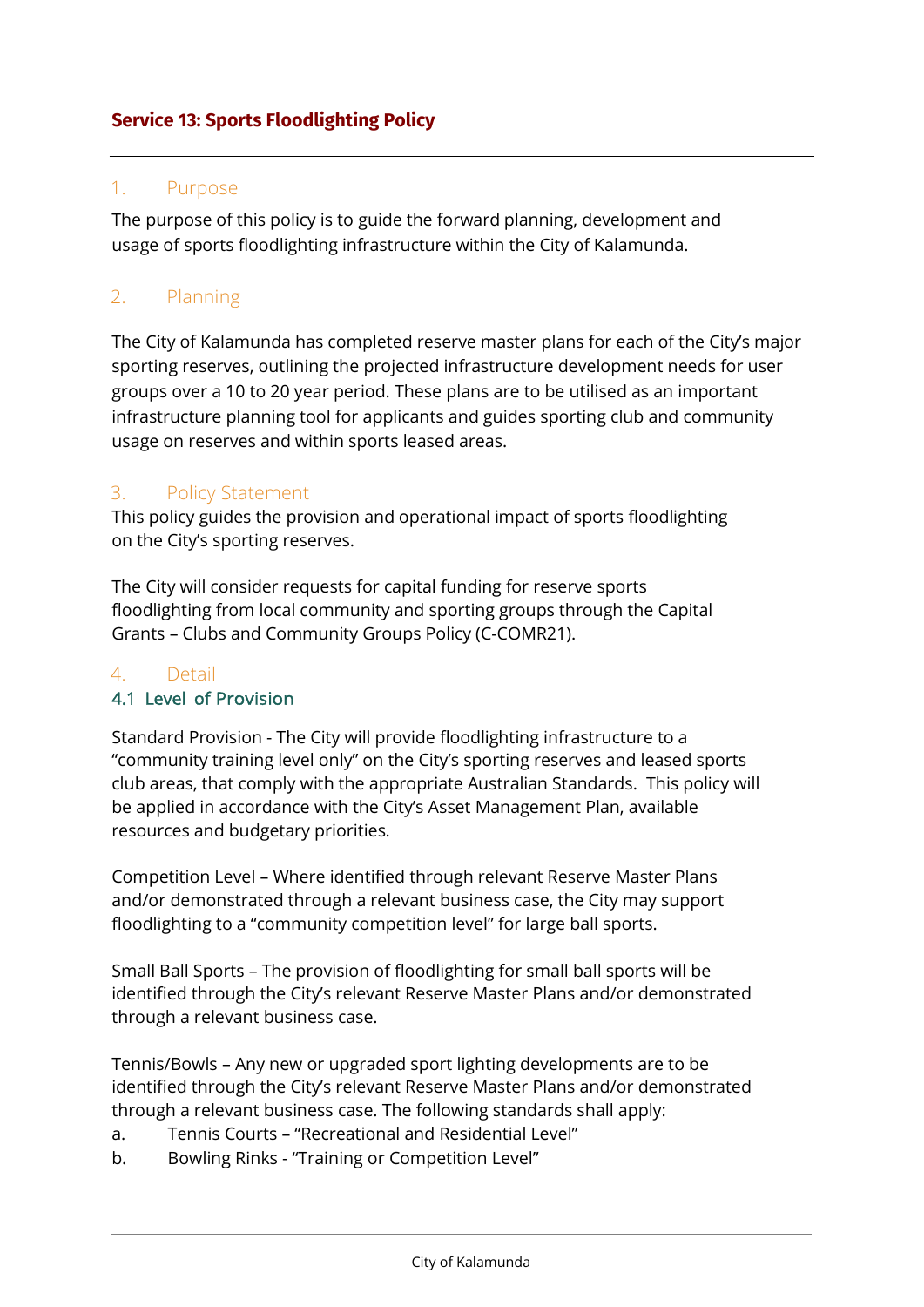## Service 13: Sports Floodlighting Policy

---

### 1. Purpose

The purpose of this policy is to guide the forward planning, development and usage of sports floodlighting infrastructure within the City of Kalamunda.

### 2. Planning

The City of Kalamunda has completed reserve master plans for each of the City's major sporting reserves, outlining the projected infrastructure development needs for user groups over a 10 to 20 year period. These plans are to be utilised as an important infrastructure planning tool for applicants and guides sporting club and community usage on reserves and within sports leased areas.

### 3. Policy Statement

This policy guides the provision and operational impact of sports floodlighting on the City's sporting reserves.

The City will consider requests for capital funding for reserve sports floodlighting from local community and sporting groups through the Capital Grants – Clubs and Community Groups Policy (C-COMR21).

### 4. Detail

#### 4.1 Level of Provision

Standard Provision - The City will provide floodlighting infrastructure to a "community training level only" on the City's sporting reserves and leased sports club areas, that comply with the appropriate Australian Standards. This policy will be applied in accordance with the City's Asset Management Plan, available resources and budgetary priorities.

Competition Level – Where identified through relevant Reserve Master Plans and/or demonstrated through a relevant business case, the City may support floodlighting to a "community competition level" for large ball sports.

Small Ball Sports – The provision of floodlighting for small ball sports will be identified through the City's relevant Reserve Master Plans and/or demonstrated through a relevant business case.

Tennis/Bowls – Any new or upgraded sport lighting developments are to be identified through the City's relevant Reserve Master Plans and/or demonstrated through a relevant business case. The following standards shall apply:

a. Tennis Courts – "Recreational and Residential Level"
b. Bowling Rinks - "Training or Competition Level"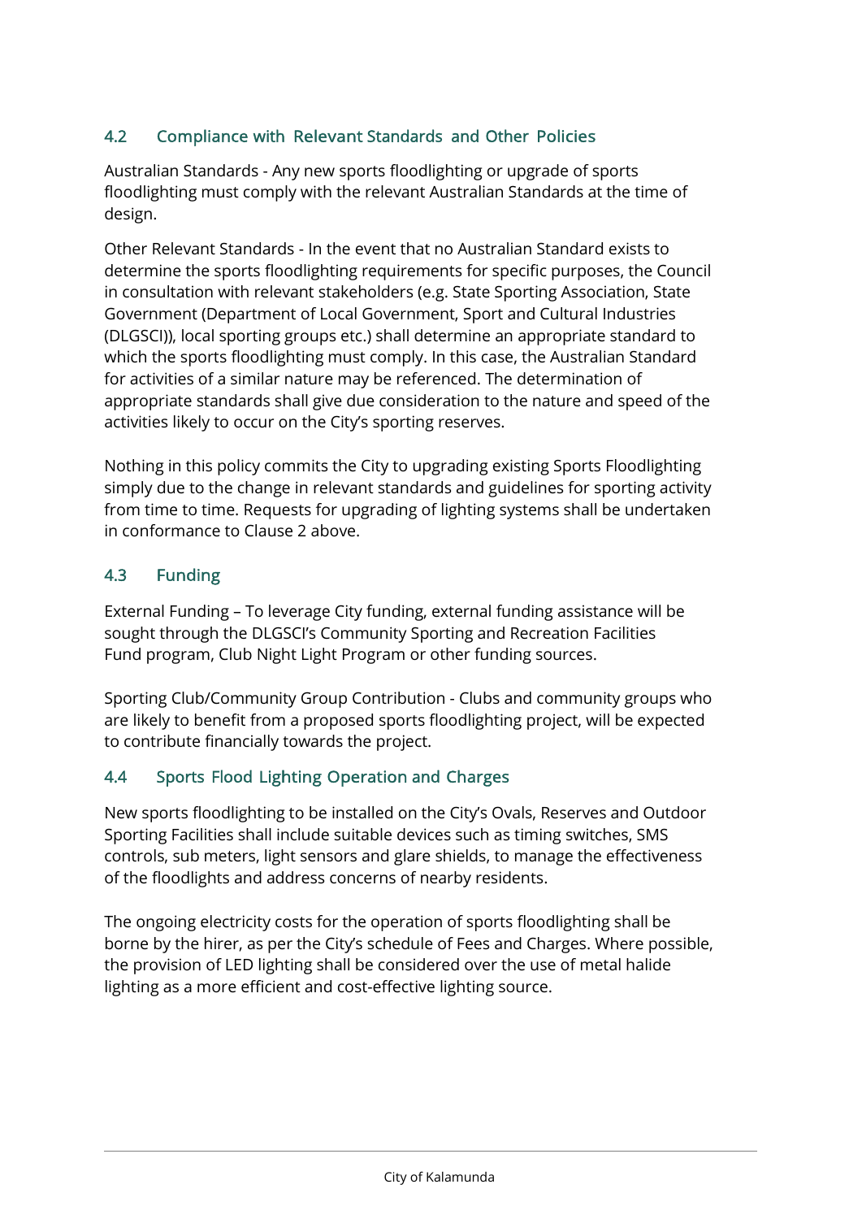### 4.2 Compliance with Relevant Standards and Other Policies

Australian Standards - Any new sports floodlighting or upgrade of sports floodlighting must comply with the relevant Australian Standards at the time of design.

Other Relevant Standards - In the event that no Australian Standard exists to determine the sports floodlighting requirements for specific purposes, the Council in consultation with relevant stakeholders (e.g. State Sporting Association, State Government (Department of Local Government, Sport and Cultural Industries (DLGSCI)), local sporting groups etc.) shall determine an appropriate standard to which the sports floodlighting must comply. In this case, the Australian Standard for activities of a similar nature may be referenced. The determination of appropriate standards shall give due consideration to the nature and speed of the activities likely to occur on the City's sporting reserves.

Nothing in this policy commits the City to upgrading existing Sports Floodlighting simply due to the change in relevant standards and guidelines for sporting activity from time to time. Requests for upgrading of lighting systems shall be undertaken in conformance to Clause 2 above.

### 4.3 Funding

External Funding – To leverage City funding, external funding assistance will be sought through the DLGSCI's Community Sporting and Recreation Facilities Fund program, Club Night Light Program or other funding sources.

Sporting Club/Community Group Contribution - Clubs and community groups who are likely to benefit from a proposed sports floodlighting project, will be expected to contribute financially towards the project.

### 4.4 Sports Flood Lighting Operation and Charges

New sports floodlighting to be installed on the City's Ovals, Reserves and Outdoor Sporting Facilities shall include suitable devices such as timing switches, SMS controls, sub meters, light sensors and glare shields, to manage the effectiveness of the floodlights and address concerns of nearby residents.

The ongoing electricity costs for the operation of sports floodlighting shall be borne by the hirer, as per the City's schedule of Fees and Charges. Where possible, the provision of LED lighting shall be considered over the use of metal halide lighting as a more efficient and cost-effective lighting source.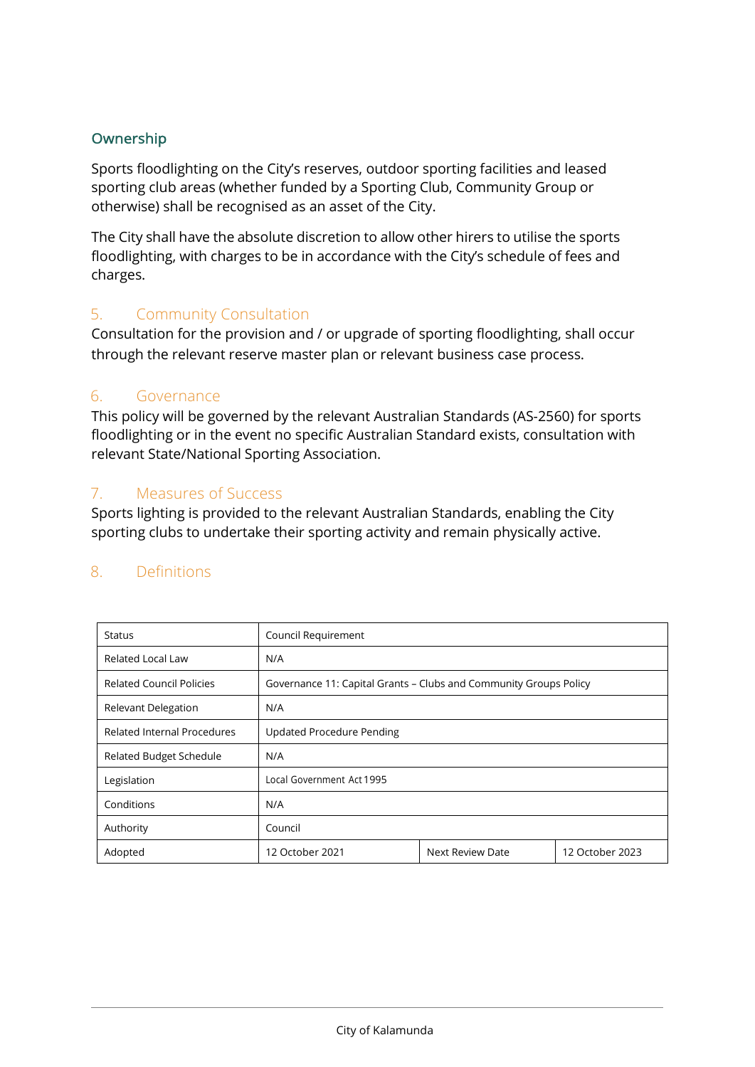### Ownership

Sports floodlighting on the City's reserves, outdoor sporting facilities and leased sporting club areas (whether funded by a Sporting Club, Community Group or otherwise) shall be recognised as an asset of the City.

The City shall have the absolute discretion to allow other hirers to utilise the sports floodlighting, with charges to be in accordance with the City's schedule of fees and charges.

## 5. Community Consultation

Consultation for the provision and / or upgrade of sporting floodlighting, shall occur through the relevant reserve master plan or relevant business case process.

## 6. Governance

This policy will be governed by the relevant Australian Standards (AS-2560) for sports floodlighting or in the event no specific Australian Standard exists, consultation with relevant State/National Sporting Association.

## 7. Measures of Success

Sports lighting is provided to the relevant Australian Standards, enabling the City sporting clubs to undertake their sporting activity and remain physically active.

## 8. Definitions

| | | | |
|---|---|---|---|
| Status | Council Requirement | | |
| Related Local Law | N/A | | |
| Related Council Policies | Governance 11: Capital Grants – Clubs and Community Groups Policy | | |
| Relevant Delegation | N/A | | |
| Related Internal Procedures | Updated Procedure Pending | | |
| Related Budget Schedule | N/A | | |
| Legislation | Local Government Act 1995 | | |
| Conditions | N/A | | |
| Authority | Council | | |
| Adopted | 12 October 2021 | Next Review Date | 12 October 2023 |